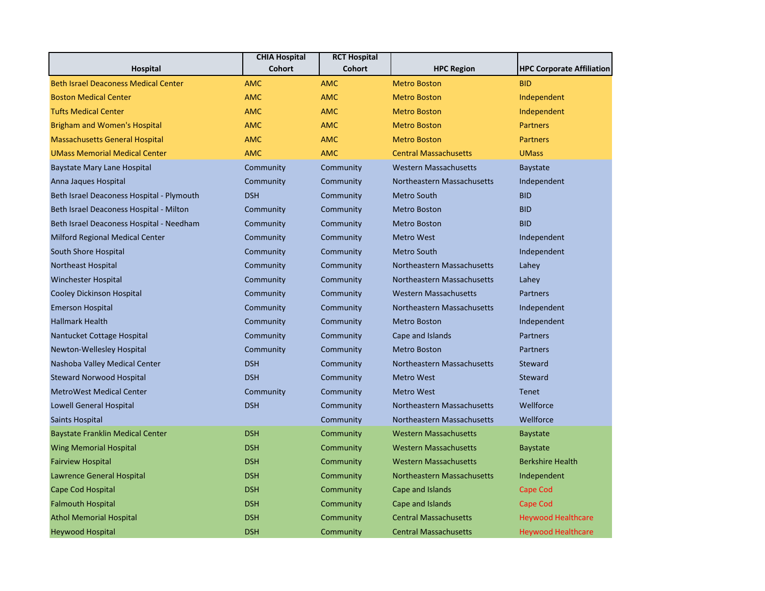| Hospital | CHIA Hospital Cohort | RCT Hospital Cohort | HPC Region | HPC Corporate Affiliation |
|---|---|---|---|---|
| Beth Israel Deaconess Medical Center | AMC | AMC | Metro Boston | BID |
| Boston Medical Center | AMC | AMC | Metro Boston | Independent |
| Tufts Medical Center | AMC | AMC | Metro Boston | Independent |
| Brigham and Women's Hospital | AMC | AMC | Metro Boston | Partners |
| Massachusetts General Hospital | AMC | AMC | Metro Boston | Partners |
| UMass Memorial Medical Center | AMC | AMC | Central Massachusetts | UMass |
| Baystate Mary Lane Hospital | Community | Community | Western Massachusetts | Baystate |
| Anna Jaques Hospital | Community | Community | Northeastern Massachusetts | Independent |
| Beth Israel Deaconess Hospital - Plymouth | DSH | Community | Metro South | BID |
| Beth Israel Deaconess Hospital - Milton | Community | Community | Metro Boston | BID |
| Beth Israel Deaconess Hospital - Needham | Community | Community | Metro Boston | BID |
| Milford Regional Medical Center | Community | Community | Metro West | Independent |
| South Shore Hospital | Community | Community | Metro South | Independent |
| Northeast Hospital | Community | Community | Northeastern Massachusetts | Lahey |
| Winchester Hospital | Community | Community | Northeastern Massachusetts | Lahey |
| Cooley Dickinson Hospital | Community | Community | Western Massachusetts | Partners |
| Emerson Hospital | Community | Community | Northeastern Massachusetts | Independent |
| Hallmark Health | Community | Community | Metro Boston | Independent |
| Nantucket Cottage Hospital | Community | Community | Cape and Islands | Partners |
| Newton-Wellesley Hospital | Community | Community | Metro Boston | Partners |
| Nashoba Valley Medical Center | DSH | Community | Northeastern Massachusetts | Steward |
| Steward Norwood Hospital | DSH | Community | Metro West | Steward |
| MetroWest Medical Center | Community | Community | Metro West | Tenet |
| Lowell General Hospital | DSH | Community | Northeastern Massachusetts | Wellforce |
| Saints Hospital | | Community | Northeastern Massachusetts | Wellforce |
| Baystate Franklin Medical Center | DSH | Community | Western Massachusetts | Baystate |
| Wing Memorial Hospital | DSH | Community | Western Massachusetts | Baystate |
| Fairview Hospital | DSH | Community | Western Massachusetts | Berkshire Health |
| Lawrence General Hospital | DSH | Community | Northeastern Massachusetts | Independent |
| Cape Cod Hospital | DSH | Community | Cape and Islands | Cape Cod |
| Falmouth Hospital | DSH | Community | Cape and Islands | Cape Cod |
| Athol Memorial Hospital | DSH | Community | Central Massachusetts | Heywood Healthcare |
| Heywood Hospital | DSH | Community | Central Massachusetts | Heywood Healthcare |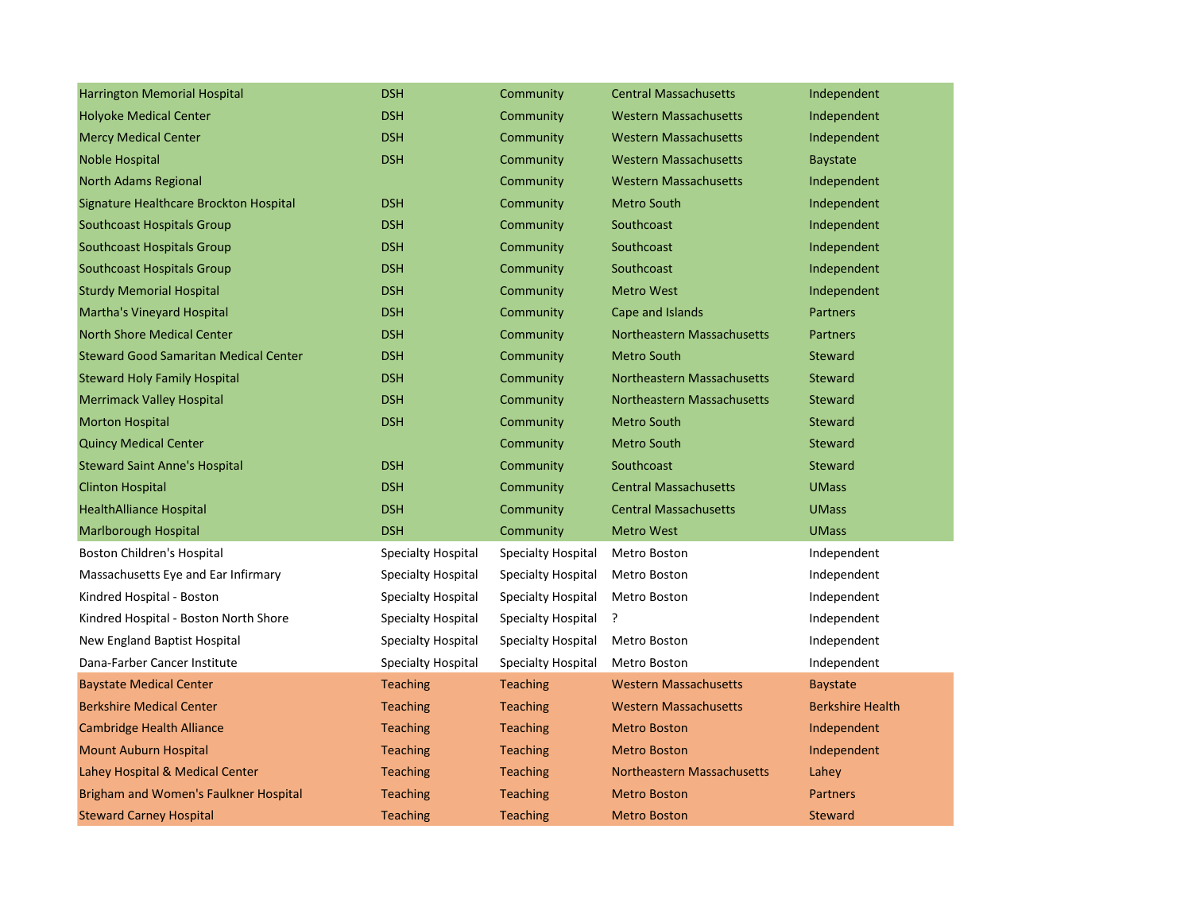| | | | | |
|---|---|---|---|---|
| Harrington Memorial Hospital | DSH | Community | Central Massachusetts | Independent |
| Holyoke Medical Center | DSH | Community | Western Massachusetts | Independent |
| Mercy Medical Center | DSH | Community | Western Massachusetts | Independent |
| Noble Hospital | DSH | Community | Western Massachusetts | Baystate |
| North Adams Regional | | Community | Western Massachusetts | Independent |
| Signature Healthcare Brockton Hospital | DSH | Community | Metro South | Independent |
| Southcoast Hospitals Group | DSH | Community | Southcoast | Independent |
| Southcoast Hospitals Group | DSH | Community | Southcoast | Independent |
| Southcoast Hospitals Group | DSH | Community | Southcoast | Independent |
| Sturdy Memorial Hospital | DSH | Community | Metro West | Independent |
| Martha's Vineyard Hospital | DSH | Community | Cape and Islands | Partners |
| North Shore Medical Center | DSH | Community | Northeastern Massachusetts | Partners |
| Steward Good Samaritan Medical Center | DSH | Community | Metro South | Steward |
| Steward Holy Family Hospital | DSH | Community | Northeastern Massachusetts | Steward |
| Merrimack Valley Hospital | DSH | Community | Northeastern Massachusetts | Steward |
| Morton Hospital | DSH | Community | Metro South | Steward |
| Quincy Medical Center | | Community | Metro South | Steward |
| Steward Saint Anne's Hospital | DSH | Community | Southcoast | Steward |
| Clinton Hospital | DSH | Community | Central Massachusetts | UMass |
| HealthAlliance Hospital | DSH | Community | Central Massachusetts | UMass |
| Marlborough Hospital | DSH | Community | Metro West | UMass |
| Boston Children's Hospital | Specialty Hospital | Specialty Hospital | Metro Boston | Independent |
| Massachusetts Eye and Ear Infirmary | Specialty Hospital | Specialty Hospital | Metro Boston | Independent |
| Kindred Hospital - Boston | Specialty Hospital | Specialty Hospital | Metro Boston | Independent |
| Kindred Hospital - Boston North Shore | Specialty Hospital | Specialty Hospital | ? | Independent |
| New England Baptist Hospital | Specialty Hospital | Specialty Hospital | Metro Boston | Independent |
| Dana-Farber Cancer Institute | Specialty Hospital | Specialty Hospital | Metro Boston | Independent |
| Baystate Medical Center | Teaching | Teaching | Western Massachusetts | Baystate |
| Berkshire Medical Center | Teaching | Teaching | Western Massachusetts | Berkshire Health |
| Cambridge Health Alliance | Teaching | Teaching | Metro Boston | Independent |
| Mount Auburn Hospital | Teaching | Teaching | Metro Boston | Independent |
| Lahey Hospital & Medical Center | Teaching | Teaching | Northeastern Massachusetts | Lahey |
| Brigham and Women's Faulkner Hospital | Teaching | Teaching | Metro Boston | Partners |
| Steward Carney Hospital | Teaching | Teaching | Metro Boston | Steward |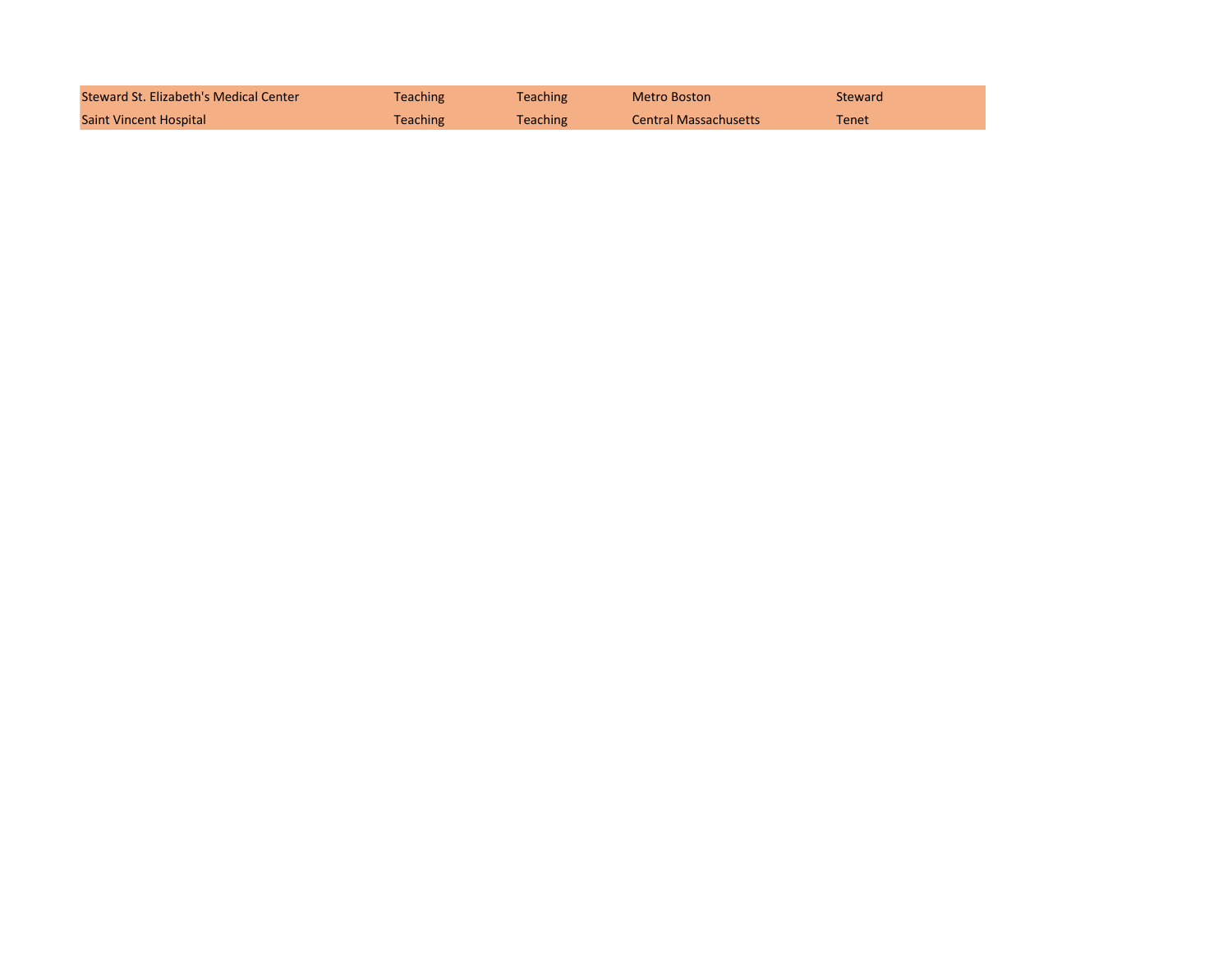| | | | | |
|---|---|---|---|---|
| Steward St. Elizabeth's Medical Center | Teaching | Teaching | Metro Boston | Steward |
| Saint Vincent Hospital | Teaching | Teaching | Central Massachusetts | Tenet |